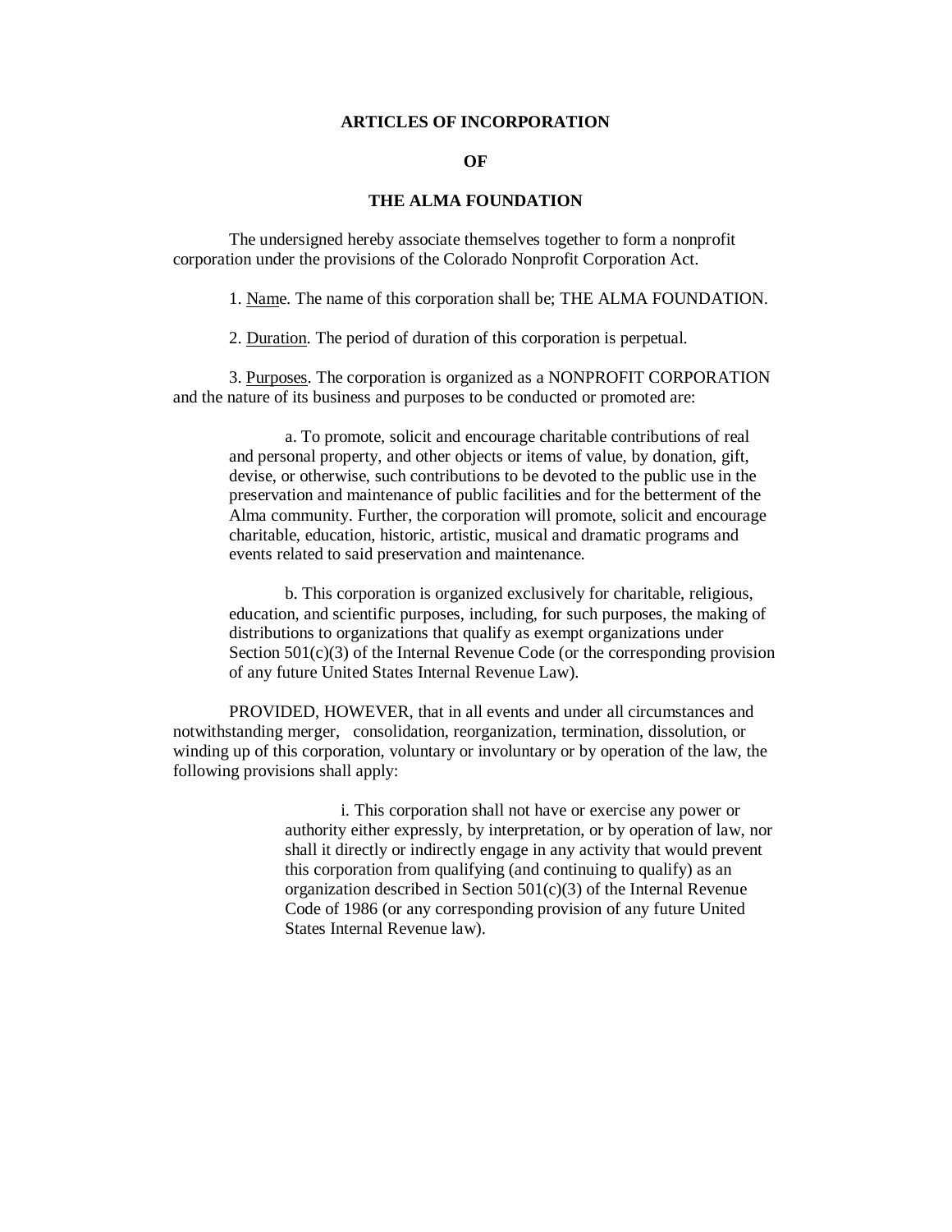# ARTICLES OF INCORPORATION

# OF

# THE ALMA FOUNDATION

The undersigned hereby associate themselves together to form a nonprofit corporation under the provisions of the Colorado Nonprofit Corporation Act.

1. Name. The name of this corporation shall be; THE ALMA FOUNDATION.

2. Duration. The period of duration of this corporation is perpetual.

3. Purposes. The corporation is organized as a NONPROFIT CORPORATION and the nature of its business and purposes to be conducted or promoted are:

> a. To promote, solicit and encourage charitable contributions of real and personal property, and other objects or items of value, by donation, gift, devise, or otherwise, such contributions to be devoted to the public use in the preservation and maintenance of public facilities and for the betterment of the Alma community. Further, the corporation will promote, solicit and encourage charitable, education, historic, artistic, musical and dramatic programs and events related to said preservation and maintenance.
>
> b. This corporation is organized exclusively for charitable, religious, education, and scientific purposes, including, for such purposes, the making of distributions to organizations that qualify as exempt organizations under Section 501(c)(3) of the Internal Revenue Code (or the corresponding provision of any future United States Internal Revenue Law).

PROVIDED, HOWEVER, that in all events and under all circumstances and notwithstanding merger, consolidation, reorganization, termination, dissolution, or winding up of this corporation, voluntary or involuntary or by operation of the law, the following provisions shall apply:

> i. This corporation shall not have or exercise any power or authority either expressly, by interpretation, or by operation of law, nor shall it directly or indirectly engage in any activity that would prevent this corporation from qualifying (and continuing to qualify) as an organization described in Section 501(c)(3) of the Internal Revenue Code of 1986 (or any corresponding provision of any future United States Internal Revenue law).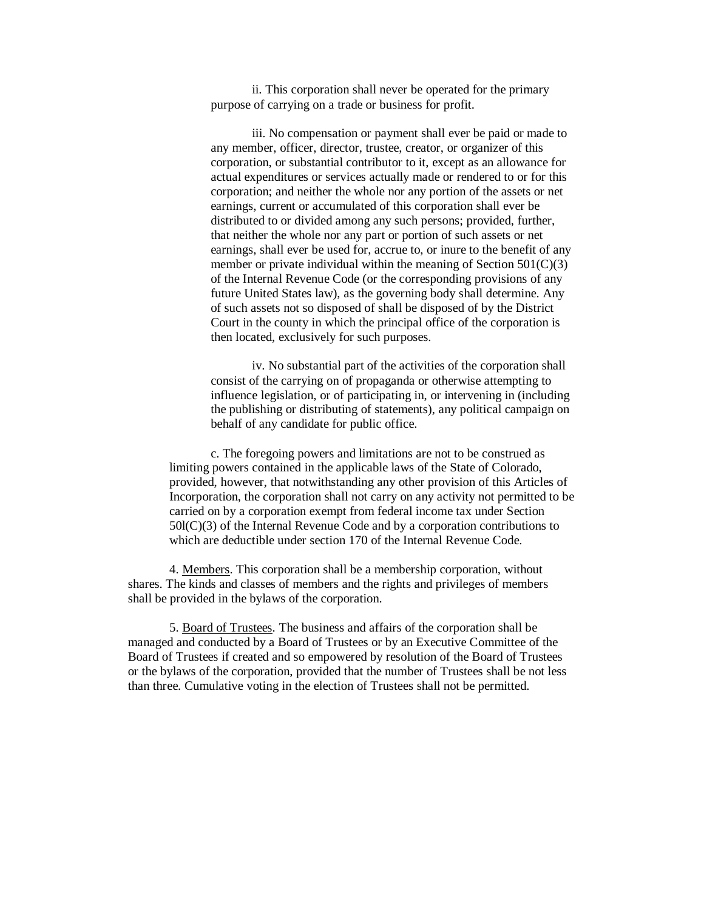ii. This corporation shall never be operated for the primary purpose of carrying on a trade or business for profit.

iii. No compensation or payment shall ever be paid or made to any member, officer, director, trustee, creator, or organizer of this corporation, or substantial contributor to it, except as an allowance for actual expenditures or services actually made or rendered to or for this corporation; and neither the whole nor any portion of the assets or net earnings, current or accumulated of this corporation shall ever be distributed to or divided among any such persons; provided, further, that neither the whole nor any part or portion of such assets or net earnings, shall ever be used for, accrue to, or inure to the benefit of any member or private individual within the meaning of Section 501(C)(3) of the Internal Revenue Code (or the corresponding provisions of any future United States law), as the governing body shall determine. Any of such assets not so disposed of shall be disposed of by the District Court in the county in which the principal office of the corporation is then located, exclusively for such purposes.

iv. No substantial part of the activities of the corporation shall consist of the carrying on of propaganda or otherwise attempting to influence legislation, or of participating in, or intervening in (including the publishing or distributing of statements), any political campaign on behalf of any candidate for public office.

c. The foregoing powers and limitations are not to be construed as limiting powers contained in the applicable laws of the State of Colorado, provided, however, that notwithstanding any other provision of this Articles of Incorporation, the corporation shall not carry on any activity not permitted to be carried on by a corporation exempt from federal income tax under Section 50l(C)(3) of the Internal Revenue Code and by a corporation contributions to which are deductible under section 170 of the Internal Revenue Code.

4. <u>Members</u>. This corporation shall be a membership corporation, without shares. The kinds and classes of members and the rights and privileges of members shall be provided in the bylaws of the corporation.

5. <u>Board of Trustees</u>. The business and affairs of the corporation shall be managed and conducted by a Board of Trustees or by an Executive Committee of the Board of Trustees if created and so empowered by resolution of the Board of Trustees or the bylaws of the corporation, provided that the number of Trustees shall be not less than three. Cumulative voting in the election of Trustees shall not be permitted.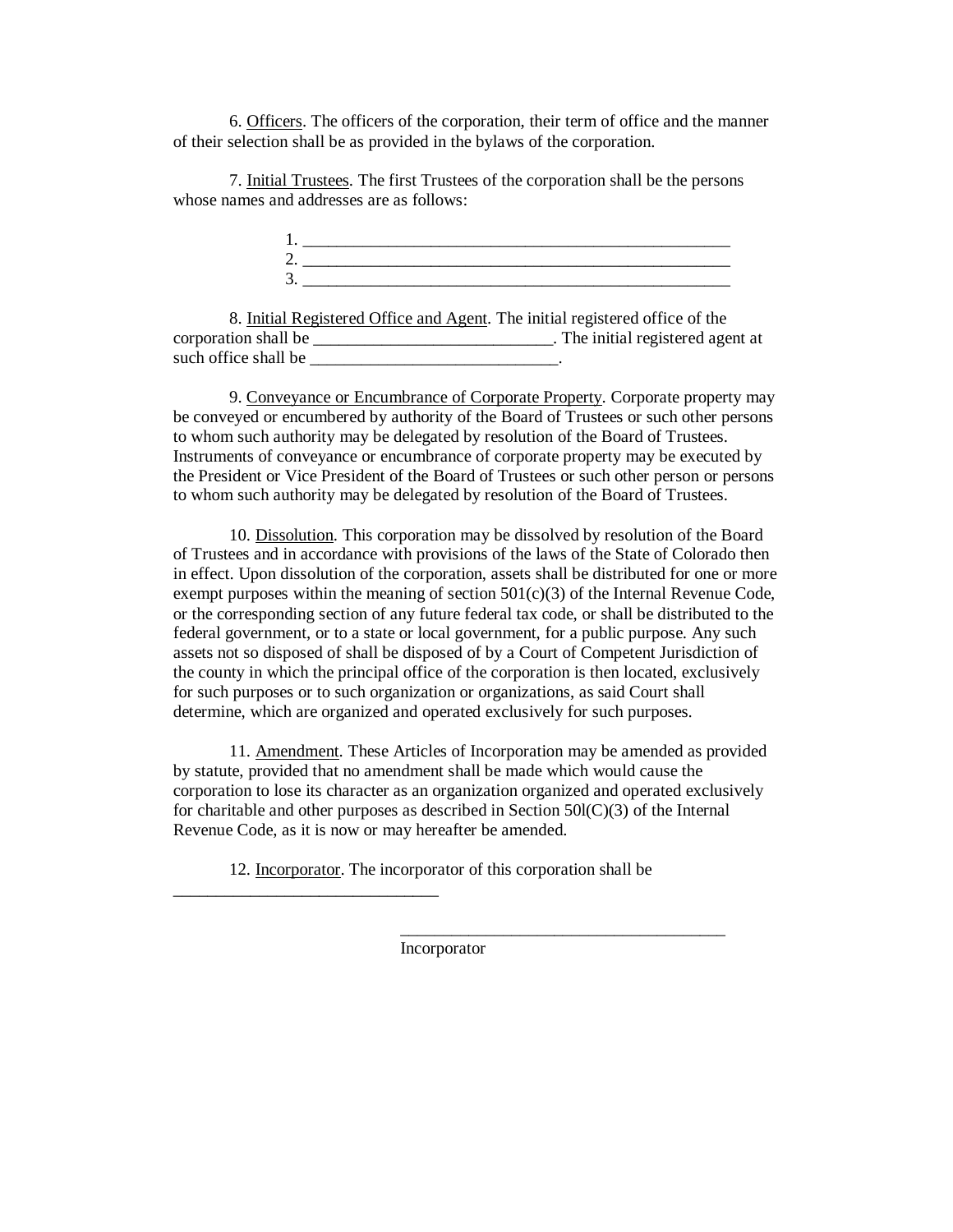6. Officers. The officers of the corporation, their term of office and the manner of their selection shall be as provided in the bylaws of the corporation.

7. Initial Trustees. The first Trustees of the corporation shall be the persons whose names and addresses are as follows:

1. ___________________________________________________
2. ___________________________________________________
3. ___________________________________________________

8. Initial Registered Office and Agent. The initial registered office of the corporation shall be ____________________________. The initial registered agent at such office shall be _____________________________.

9. Conveyance or Encumbrance of Corporate Property. Corporate property may be conveyed or encumbered by authority of the Board of Trustees or such other persons to whom such authority may be delegated by resolution of the Board of Trustees. Instruments of conveyance or encumbrance of corporate property may be executed by the President or Vice President of the Board of Trustees or such other person or persons to whom such authority may be delegated by resolution of the Board of Trustees.

10. Dissolution. This corporation may be dissolved by resolution of the Board of Trustees and in accordance with provisions of the laws of the State of Colorado then in effect. Upon dissolution of the corporation, assets shall be distributed for one or more exempt purposes within the meaning of section 501(c)(3) of the Internal Revenue Code, or the corresponding section of any future federal tax code, or shall be distributed to the federal government, or to a state or local government, for a public purpose. Any such assets not so disposed of shall be disposed of by a Court of Competent Jurisdiction of the county in which the principal office of the corporation is then located, exclusively for such purposes or to such organization or organizations, as said Court shall determine, which are organized and operated exclusively for such purposes.

11. Amendment. These Articles of Incorporation may be amended as provided by statute, provided that no amendment shall be made which would cause the corporation to lose its character as an organization organized and operated exclusively for charitable and other purposes as described in Section 50l(C)(3) of the Internal Revenue Code, as it is now or may hereafter be amended.

12. Incorporator. The incorporator of this corporation shall be
_______________________________

_______________________________________
Incorporator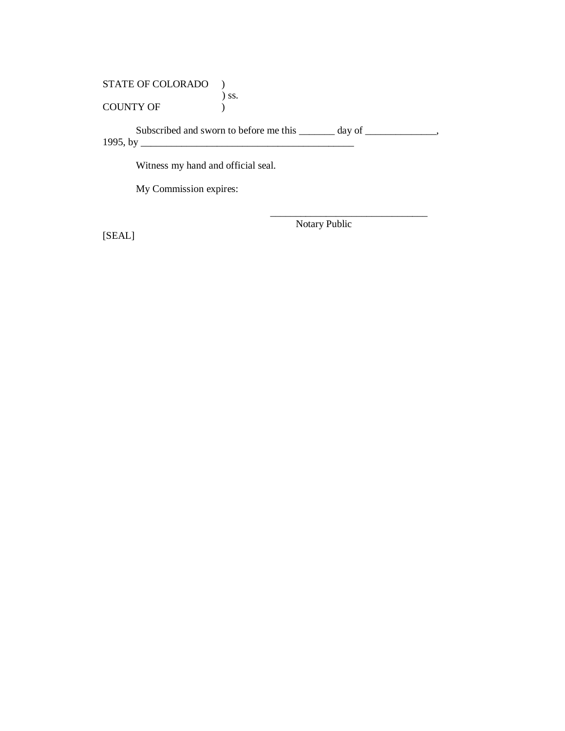STATE OF COLORADO )
) ss.
COUNTY OF )

Subscribed and sworn to before me this _______ day of ______________, 1995, by __________________________________________

Witness my hand and official seal.

My Commission expires:

_______________________________
Notary Public

[SEAL]